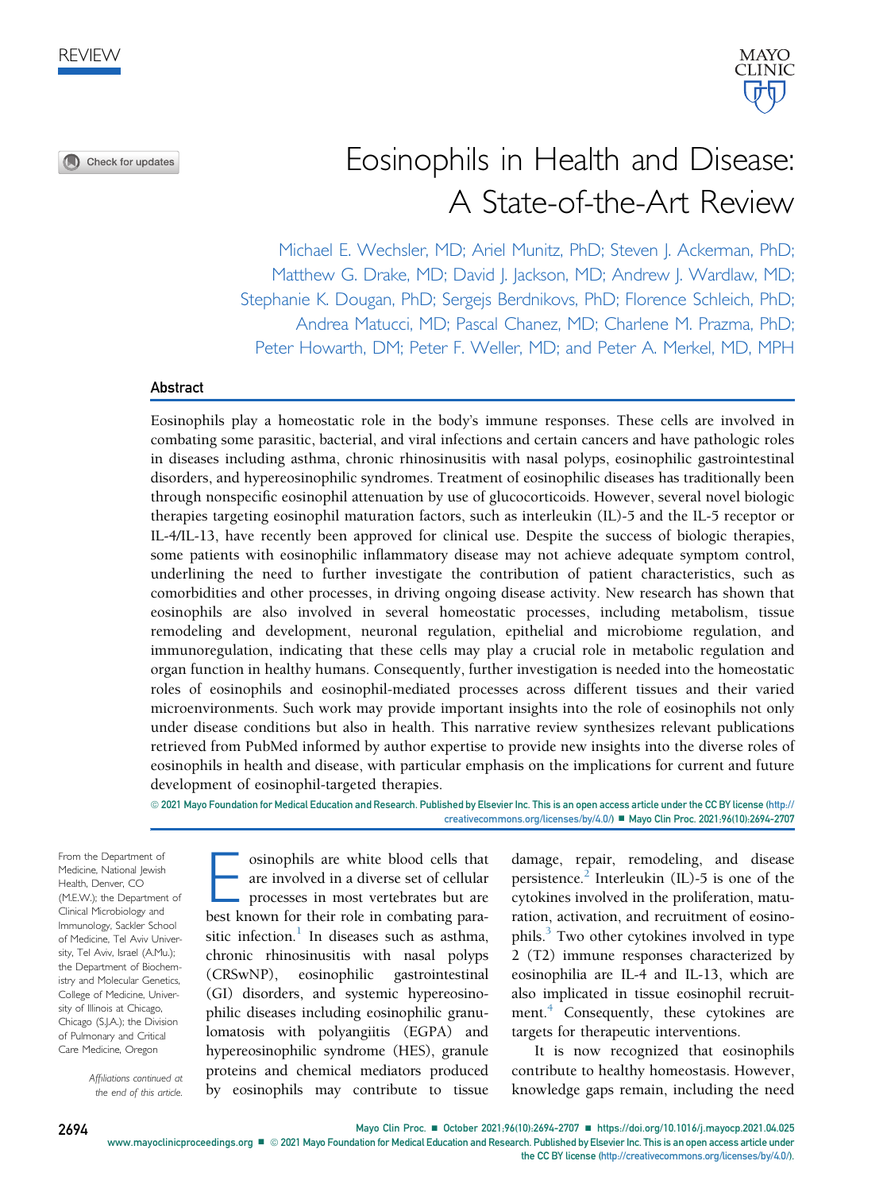REVIEW

# Eosinophils in Health and Disease: A State-of-the-Art Review

Michael E. Wechsler, MD; Ariel Munitz, PhD; Steven J. Ackerman, PhD; Matthew G. Drake, MD; David J. Jackson, MD; Andrew J. Wardlaw, MD; Stephanie K. Dougan, PhD; Sergejs Berdnikovs, PhD; Florence Schleich, PhD; Andrea Matucci, MD; Pascal Chanez, MD; Charlene M. Prazma, PhD; Peter Howarth, DM; Peter F. Weller, MD; and Peter A. Merkel, MD, MPH

## Abstract

Eosinophils play a homeostatic role in the body's immune responses. These cells are involved in combating some parasitic, bacterial, and viral infections and certain cancers and have pathologic roles in diseases including asthma, chronic rhinosinusitis with nasal polyps, eosinophilic gastrointestinal disorders, and hypereosinophilic syndromes. Treatment of eosinophilic diseases has traditionally been through nonspecific eosinophil attenuation by use of glucocorticoids. However, several novel biologic therapies targeting eosinophil maturation factors, such as interleukin (IL)-5 and the IL-5 receptor or IL-4/IL-13, have recently been approved for clinical use. Despite the success of biologic therapies, some patients with eosinophilic inflammatory disease may not achieve adequate symptom control, underlining the need to further investigate the contribution of patient characteristics, such as comorbidities and other processes, in driving ongoing disease activity. New research has shown that eosinophils are also involved in several homeostatic processes, including metabolism, tissue remodeling and development, neuronal regulation, epithelial and microbiome regulation, and immunoregulation, indicating that these cells may play a crucial role in metabolic regulation and organ function in healthy humans. Consequently, further investigation is needed into the homeostatic roles of eosinophils and eosinophil-mediated processes across different tissues and their varied microenvironments. Such work may provide important insights into the role of eosinophils not only under disease conditions but also in health. This narrative review synthesizes relevant publications retrieved from PubMed informed by author expertise to provide new insights into the diverse roles of eosinophils in health and disease, with particular emphasis on the implications for current and future development of eosinophil-targeted therapies.

© 2021 Mayo Foundation for Medical Education and Research. Published by Elsevier Inc. This is an open access article under the CC BY license (http://creativecommons.org/licenses/by/4.0/) ■ Mayo Clin Proc. 2021;96(10):2694-2707

From the Department of Medicine, National Jewish Health, Denver, CO (M.E.W.); the Department of Clinical Microbiology and Immunology, Sackler School of Medicine, Tel Aviv University, Tel Aviv, Israel (A.Mu.); the Department of Biochemistry and Molecular Genetics, College of Medicine, University of Illinois at Chicago, Chicago (S.J.A.); the Division of Pulmonary and Critical Care Medicine, Oregon

*Affiliations continued at the end of this article.*

Eosinophils are white blood cells that are involved in a diverse set of cellular processes in most vertebrates but are best known for their role in combating parasitic infection.[1] In diseases such as asthma, chronic rhinosinusitis with nasal polyps (CRSwNP), eosinophilic gastrointestinal (GI) disorders, and systemic hypereosinophilic diseases including eosinophilic granulomatosis with polyangiitis (EGPA) and hypereosinophilic syndrome (HES), granule proteins and chemical mediators produced by eosinophils may contribute to tissue damage, repair, remodeling, and disease persistence.[2] Interleukin (IL)-5 is one of the cytokines involved in the proliferation, maturation, activation, and recruitment of eosinophils.[3] Two other cytokines involved in type 2 (T2) immune responses characterized by eosinophilia are IL-4 and IL-13, which are also implicated in tissue eosinophil recruitment.[4] Consequently, these cytokines are targets for therapeutic interventions.

It is now recognized that eosinophils contribute to healthy homeostasis. However, knowledge gaps remain, including the need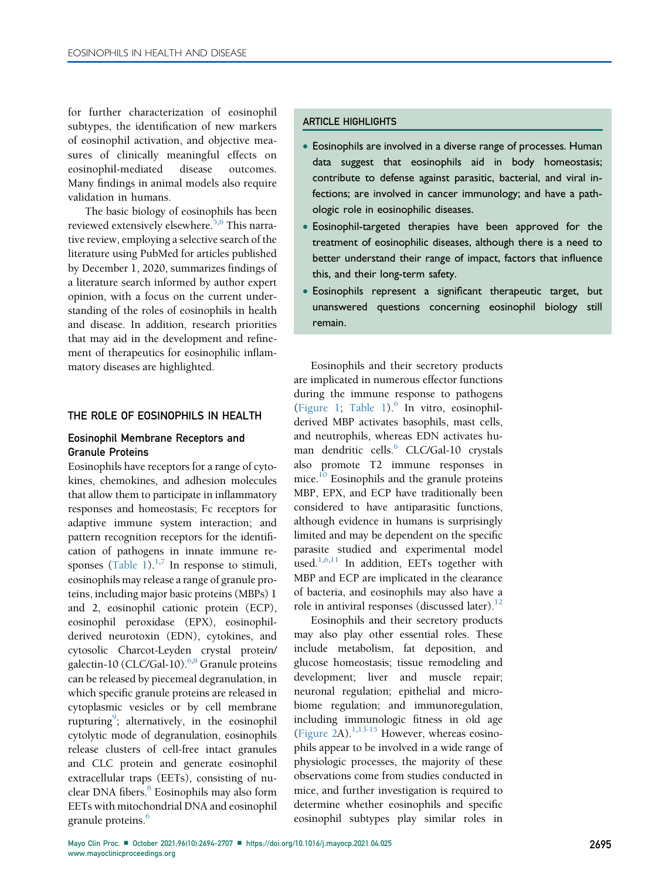for further characterization of eosinophil subtypes, the identification of new markers of eosinophil activation, and objective measures of clinically meaningful effects on eosinophil-mediated disease outcomes. Many findings in animal models also require validation in humans.

The basic biology of eosinophils has been reviewed extensively elsewhere.[5,6] This narrative review, employing a selective search of the literature using PubMed for articles published by December 1, 2020, summarizes findings of a literature search informed by author expert opinion, with a focus on the current understanding of the roles of eosinophils in health and disease. In addition, research priorities that may aid in the development and refinement of therapeutics for eosinophilic inflammatory diseases are highlighted.

> **ARTICLE HIGHLIGHTS**
>
> - Eosinophils are involved in a diverse range of processes. Human data suggest that eosinophils aid in body homeostasis; contribute to defense against parasitic, bacterial, and viral infections; are involved in cancer immunology; and have a pathologic role in eosinophilic diseases.
> - Eosinophil-targeted therapies have been approved for the treatment of eosinophilic diseases, although there is a need to better understand their range of impact, factors that influence this, and their long-term safety.
> - Eosinophils represent a significant therapeutic target, but unanswered questions concerning eosinophil biology still remain.

## THE ROLE OF EOSINOPHILS IN HEALTH

### Eosinophil Membrane Receptors and Granule Proteins

Eosinophils have receptors for a range of cytokines, chemokines, and adhesion molecules that allow them to participate in inflammatory responses and homeostasis; Fc receptors for adaptive immune system interaction; and pattern recognition receptors for the identification of pathogens in innate immune responses (Table 1).[1,7] In response to stimuli, eosinophils may release a range of granule proteins, including major basic proteins (MBPs) 1 and 2, eosinophil cationic protein (ECP), eosinophil peroxidase (EPX), eosinophil-derived neurotoxin (EDN), cytokines, and cytosolic Charcot-Leyden crystal protein/galectin-10 (CLC/Gal-10).[6,8] Granule proteins can be released by piecemeal degranulation, in which specific granule proteins are released in cytoplasmic vesicles or by cell membrane rupturing[9]; alternatively, in the eosinophil cytolytic mode of degranulation, eosinophils release clusters of cell-free intact granules and CLC protein and generate eosinophil extracellular traps (EETs), consisting of nuclear DNA fibers.[8] Eosinophils may also form EETs with mitochondrial DNA and eosinophil granule proteins.[6]

Eosinophils and their secretory products are implicated in numerous effector functions during the immune response to pathogens (Figure 1; Table 1).[6] In vitro, eosinophil-derived MBP activates basophils, mast cells, and neutrophils, whereas EDN activates human dendritic cells.[6] CLC/Gal-10 crystals also promote T2 immune responses in mice.[10] Eosinophils and the granule proteins MBP, EPX, and ECP have traditionally been considered to have antiparasitic functions, although evidence in humans is surprisingly limited and may be dependent on the specific parasite studied and experimental model used.[1,6,11] In addition, EETs together with MBP and ECP are implicated in the clearance of bacteria, and eosinophils may also have a role in antiviral responses (discussed later).[12]

Eosinophils and their secretory products may also play other essential roles. These include metabolism, fat deposition, and glucose homeostasis; tissue remodeling and development; liver and muscle repair; neuronal regulation; epithelial and microbiome regulation; and immunoregulation, including immunologic fitness in old age (Figure 2A).[1,13-15] However, whereas eosinophils appear to be involved in a wide range of physiologic processes, the majority of these observations come from studies conducted in mice, and further investigation is required to determine whether eosinophils and specific eosinophil subtypes play similar roles in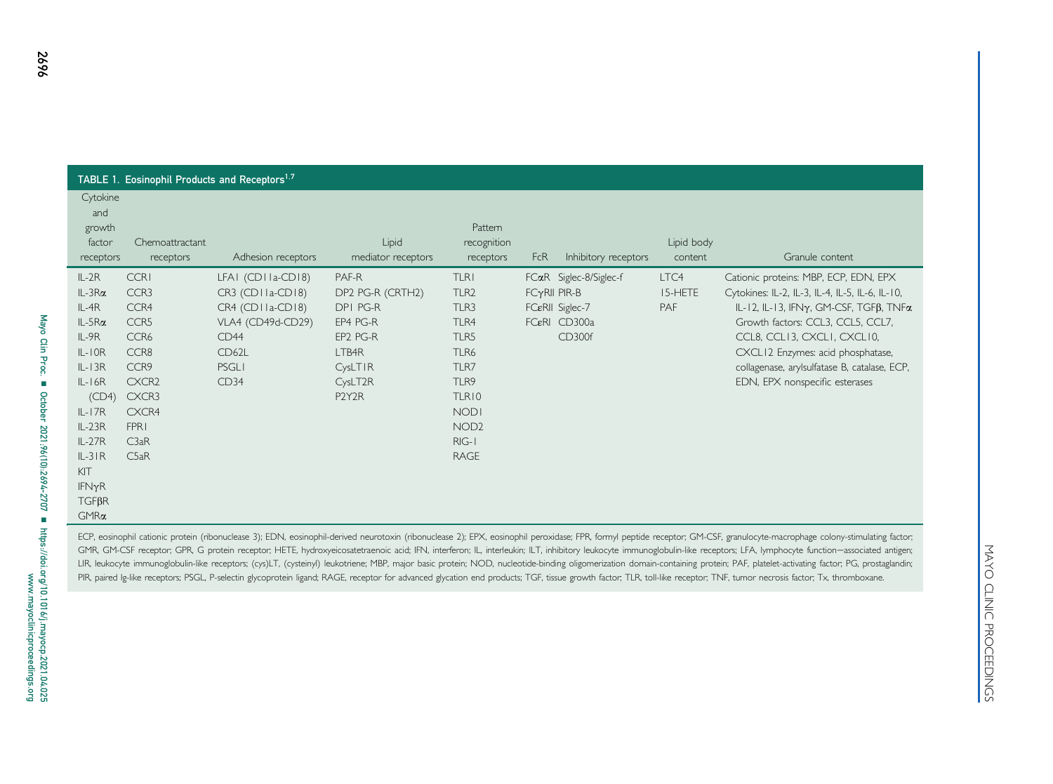**TABLE 1. Eosinophil Products and Receptors[1,7]**

| Cytokine and growth factor receptors | Chemoattractant receptors | Adhesion receptors | Lipid mediator receptors | Pattern recognition receptors | FcR | Inhibitory receptors | Lipid body content | Granule content |
|---|---|---|---|---|---|---|---|---|
| IL-2R | CCR1 | LFA1 (CD11a-CD18) | PAF-R | TLR1 | FCαR | Siglec-8/Siglec-f | LTC4 | Cationic proteins: MBP, ECP, EDN, EPX |
| IL-3Rα | CCR3 | CR3 (CD11a-CD18) | DP2 PG-R (CRTH2) | TLR2 | FCγRII | PIR-B | 15-HETE | Cytokines: IL-2, IL-3, IL-4, IL-5, IL-6, IL-10, |
| IL-4R | CCR4 | CR4 (CD11a-CD18) | DP1 PG-R | TLR3 | FCεRII | Siglec-7 | PAF | IL-12, IL-13, IFNγ, GM-CSF, TGFβ, TNFα |
| IL-5Rα | CCR5 | VLA4 (CD49d-CD29) | EP4 PG-R | TLR4 | FCεRI | CD300a | | Growth factors: CCL3, CCL5, CCL7, |
| IL-9R | CCR6 | CD44 | EP2 PG-R | TLR5 | | CD300f | | CCL8, CCL13, CXCL1, CXCL10, |
| IL-10R | CCR8 | CD62L | LTB4R | TLR6 | | | | CXCL12 Enzymes: acid phosphatase, |
| IL-13R | CCR9 | PSGL1 | CysLT1R | TLR7 | | | | collagenase, arylsulfatase B, catalase, ECP, |
| IL-16R (CD4) | CXCR2 | CD34 | CysLT2R | TLR9 | | | | EDN, EPX nonspecific esterases |
| IL-17R | CXCR3 | | P2Y2R | TLR10 | | | | |
| IL-23R | CXCR4 | | | NOD1 | | | | |
| IL-27R | FPR1 | | | NOD2 | | | | |
| IL-31R | C3aR | | | RIG-1 | | | | |
| KIT | C5aR | | | RAGE | | | | |
| IFNγR | | | | | | | | |
| TGFβR | | | | | | | | |
| GMRα | | | | | | | | |

ECP, eosinophil cationic protein (ribonuclease 3); EDN, eosinophil-derived neurotoxin (ribonuclease 2); EPX, eosinophil peroxidase; FPR, formyl peptide receptor; GM-CSF, granulocyte-macrophage colony-stimulating factor; GMR, GM-CSF receptor; GPR, G protein receptor; HETE, hydroxyeicosatetraenoic acid; IFN, interferon; IL, interleukin; ILT, inhibitory leukocyte immunoglobulin-like receptors; LFA, lymphocyte function−associated antigen; LIR, leukocyte immunoglobulin-like receptors; (cys)LT, (cysteinyl) leukotriene; MBP, major basic protein; NOD, nucleotide-binding oligomerization domain-containing protein; PAF, platelet-activating factor; PG, prostaglandin; PIR, paired Ig-like receptors; PSGL, P-selectin glycoprotein ligand; RAGE, receptor for advanced glycation end products; TGF, tissue growth factor; TLR, toll-like receptor; TNF, tumor necrosis factor; Tx, thromboxane.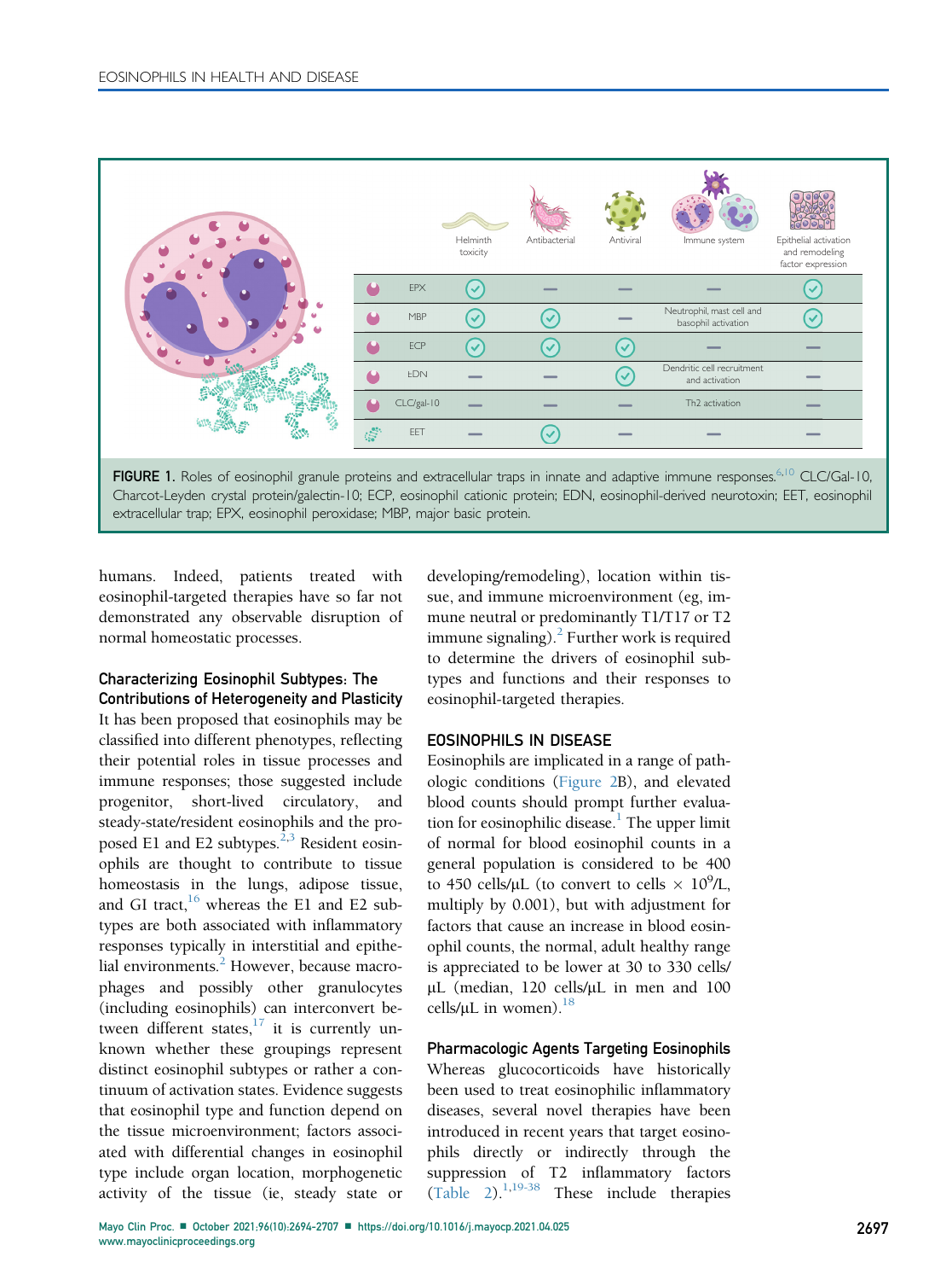| | Helminth toxicity | Antibacterial | Antiviral | Immune system | Epithelial activation and remodeling factor expression |
|---|---|---|---|---|---|
| EPX | ✓ | — | — | — | ✓ |
| MBP | ✓ | ✓ | — | Neutrophil, mast cell and basophil activation | ✓ |
| ECP | ✓ | ✓ | ✓ | — | — |
| EDN | — | — | ✓ | Dendritic cell recruitment and activation | — |
| CLC/gal-10 | — | — | — | Th2 activation | — |
| EET | — | ✓ | — | — | — |

**FIGURE 1.** Roles of eosinophil granule proteins and extracellular traps in innate and adaptive immune responses.[6,10] CLC/Gal-10, Charcot-Leyden crystal protein/galectin-10; ECP, eosinophil cationic protein; EDN, eosinophil-derived neurotoxin; EET, eosinophil extracellular trap; EPX, eosinophil peroxidase; MBP, major basic protein.

humans. Indeed, patients treated with eosinophil-targeted therapies have so far not demonstrated any observable disruption of normal homeostatic processes.

### Characterizing Eosinophil Subtypes: The Contributions of Heterogeneity and Plasticity

It has been proposed that eosinophils may be classified into different phenotypes, reflecting their potential roles in tissue processes and immune responses; those suggested include progenitor, short-lived circulatory, and steady-state/resident eosinophils and the proposed E1 and E2 subtypes.[2,3] Resident eosinophils are thought to contribute to tissue homeostasis in the lungs, adipose tissue, and GI tract,[16] whereas the E1 and E2 subtypes are both associated with inflammatory responses typically in interstitial and epithelial environments.[2] However, because macrophages and possibly other granulocytes (including eosinophils) can interconvert between different states,[17] it is currently unknown whether these groupings represent distinct eosinophil subtypes or rather a continuum of activation states. Evidence suggests that eosinophil type and function depend on the tissue microenvironment; factors associated with differential changes in eosinophil type include organ location, morphogenetic activity of the tissue (ie, steady state or developing/remodeling), location within tissue, and immune microenvironment (eg, immune neutral or predominantly T1/T17 or T2 immune signaling).[2] Further work is required to determine the drivers of eosinophil subtypes and functions and their responses to eosinophil-targeted therapies.

## EOSINOPHILS IN DISEASE

Eosinophils are implicated in a range of pathologic conditions (Figure 2B), and elevated blood counts should prompt further evaluation for eosinophilic disease.[1] The upper limit of normal for blood eosinophil counts in a general population is considered to be 400 to 450 cells/μL (to convert to cells × $10^9$/L, multiply by 0.001), but with adjustment for factors that cause an increase in blood eosinophil counts, the normal, adult healthy range is appreciated to be lower at 30 to 330 cells/μL (median, 120 cells/μL in men and 100 cells/μL in women).[18]

### Pharmacologic Agents Targeting Eosinophils

Whereas glucocorticoids have historically been used to treat eosinophilic inflammatory diseases, several novel therapies have been introduced in recent years that target eosinophils directly or indirectly through the suppression of T2 inflammatory factors (Table 2).[1,19-38] These include therapies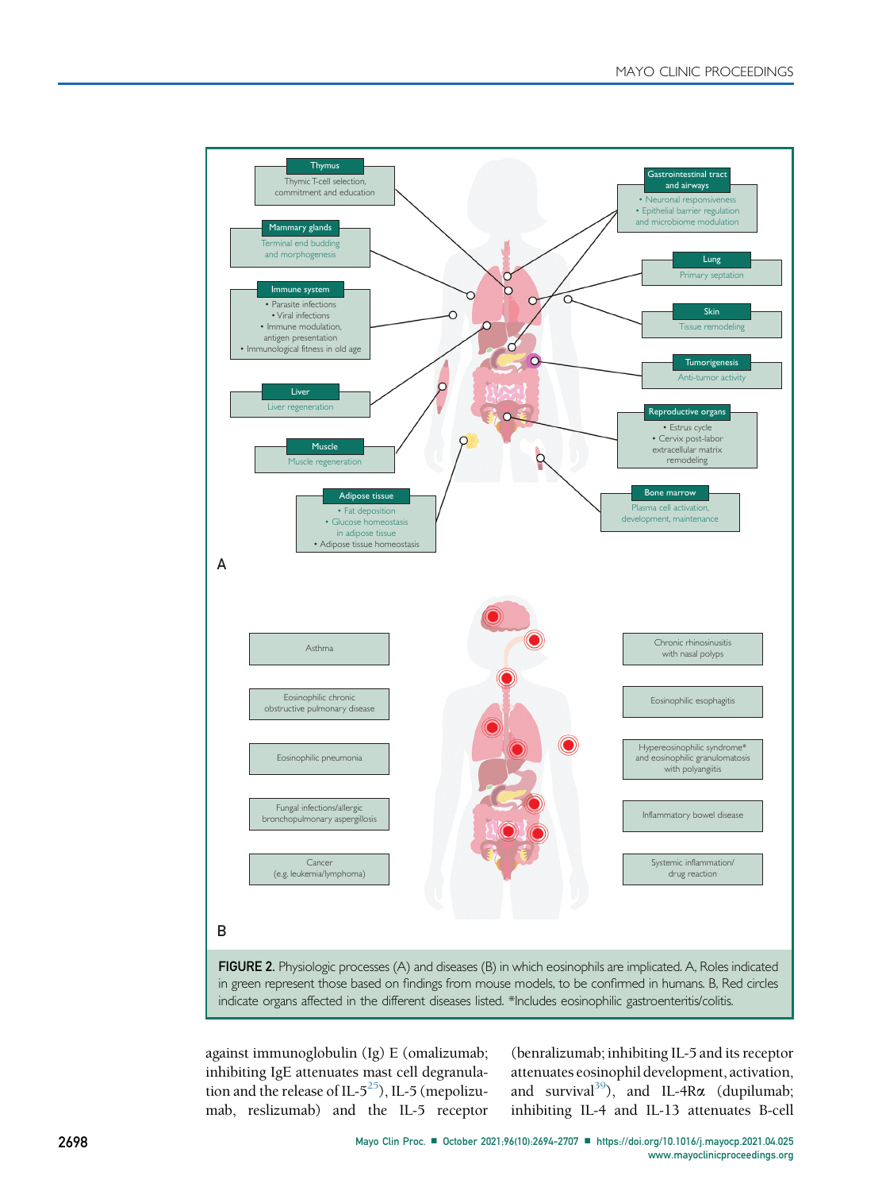FIGURE 2. Physiologic processes (A) and diseases (B) in which eosinophils are implicated. A, Roles indicated in green represent those based on findings from mouse models, to be confirmed in humans. B, Red circles indicate organs affected in the different diseases listed. *Includes eosinophilic gastroenteritis/colitis.

against immunoglobulin (Ig) E (omalizumab; inhibiting IgE attenuates mast cell degranulation and the release of IL-5[25]), IL-5 (mepolizumab, reslizumab) and the IL-5 receptor (benralizumab; inhibiting IL-5 and its receptor attenuates eosinophil development, activation, and survival[39]), and IL-4Rα (dupilumab; inhibiting IL-4 and IL-13 attenuates B-cell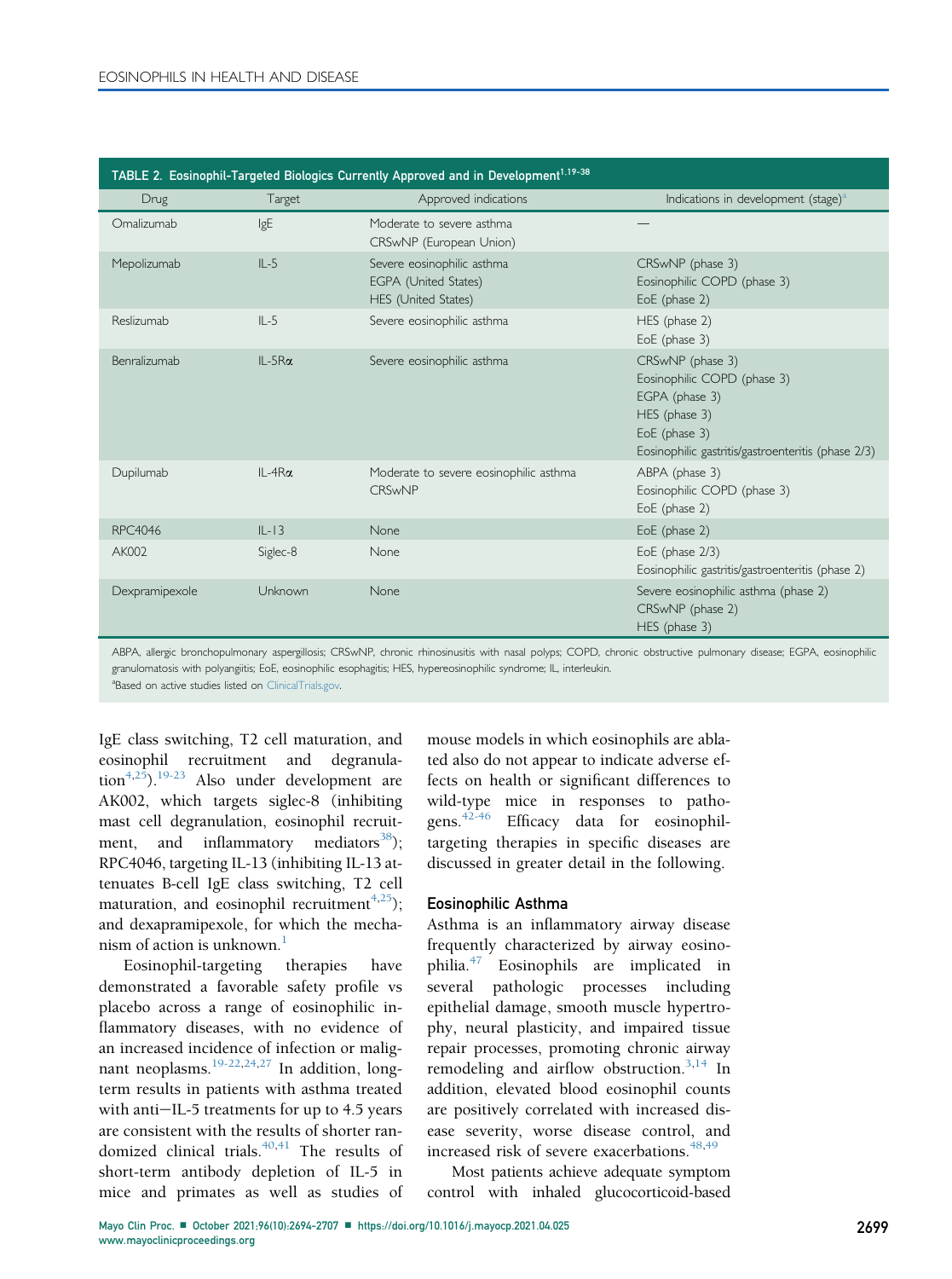**TABLE 2. Eosinophil-Targeted Biologics Currently Approved and in Development[1,19-38]**

| Drug | Target | Approved indications | Indications in development (stage)[a] |
|---|---|---|---|
| Omalizumab | IgE | Moderate to severe asthma<br>CRSwNP (European Union) | — |
| Mepolizumab | IL-5 | Severe eosinophilic asthma<br>EGPA (United States)<br>HES (United States) | CRSwNP (phase 3)<br>Eosinophilic COPD (phase 3)<br>EoE (phase 2) |
| Reslizumab | IL-5 | Severe eosinophilic asthma | HES (phase 2)<br>EoE (phase 3) |
| Benralizumab | IL-5Rα | Severe eosinophilic asthma | CRSwNP (phase 3)<br>Eosinophilic COPD (phase 3)<br>EGPA (phase 3)<br>HES (phase 3)<br>EoE (phase 3)<br>Eosinophilic gastritis/gastroenteritis (phase 2/3) |
| Dupilumab | IL-4Rα | Moderate to severe eosinophilic asthma<br>CRSwNP | ABPA (phase 3)<br>Eosinophilic COPD (phase 3)<br>EoE (phase 2) |
| RPC4046 | IL-13 | None | EoE (phase 2) |
| AK002 | Siglec-8 | None | EoE (phase 2/3)<br>Eosinophilic gastritis/gastroenteritis (phase 2) |
| Dexpramipexole | Unknown | None | Severe eosinophilic asthma (phase 2)<br>CRSwNP (phase 2)<br>HES (phase 3) |

ABPA, allergic bronchopulmonary aspergillosis; CRSwNP, chronic rhinosinusitis with nasal polyps; COPD, chronic obstructive pulmonary disease; EGPA, eosinophilic granulomatosis with polyangiitis; EoE, eosinophilic esophagitis; HES, hypereosinophilic syndrome; IL, interleukin.
[a]Based on active studies listed on ClinicalTrials.gov.

IgE class switching, T2 cell maturation, and eosinophil recruitment and degranulation[4,25]).[19-23] Also under development are AK002, which targets siglec-8 (inhibiting mast cell degranulation, eosinophil recruitment, and inflammatory mediators[38]); RPC4046, targeting IL-13 (inhibiting IL-13 attenuates B-cell IgE class switching, T2 cell maturation, and eosinophil recruitment[4,25]); and dexapramipexole, for which the mechanism of action is unknown.[1]

Eosinophil-targeting therapies have demonstrated a favorable safety profile vs placebo across a range of eosinophilic inflammatory diseases, with no evidence of an increased incidence of infection or malignant neoplasms.[19-22,24,27] In addition, long-term results in patients with asthma treated with anti−IL-5 treatments for up to 4.5 years are consistent with the results of shorter randomized clinical trials.[40,41] The results of short-term antibody depletion of IL-5 in mice and primates as well as studies of mouse models in which eosinophils are ablated also do not appear to indicate adverse effects on health or significant differences to wild-type mice in responses to pathogens.[42-46] Efficacy data for eosinophil-targeting therapies in specific diseases are discussed in greater detail in the following.

## Eosinophilic Asthma

Asthma is an inflammatory airway disease frequently characterized by airway eosinophilia.[47] Eosinophils are implicated in several pathologic processes including epithelial damage, smooth muscle hypertrophy, neural plasticity, and impaired tissue repair processes, promoting chronic airway remodeling and airflow obstruction.[3,14] In addition, elevated blood eosinophil counts are positively correlated with increased disease severity, worse disease control, and increased risk of severe exacerbations.[48,49]

Most patients achieve adequate symptom control with inhaled glucocorticoid-based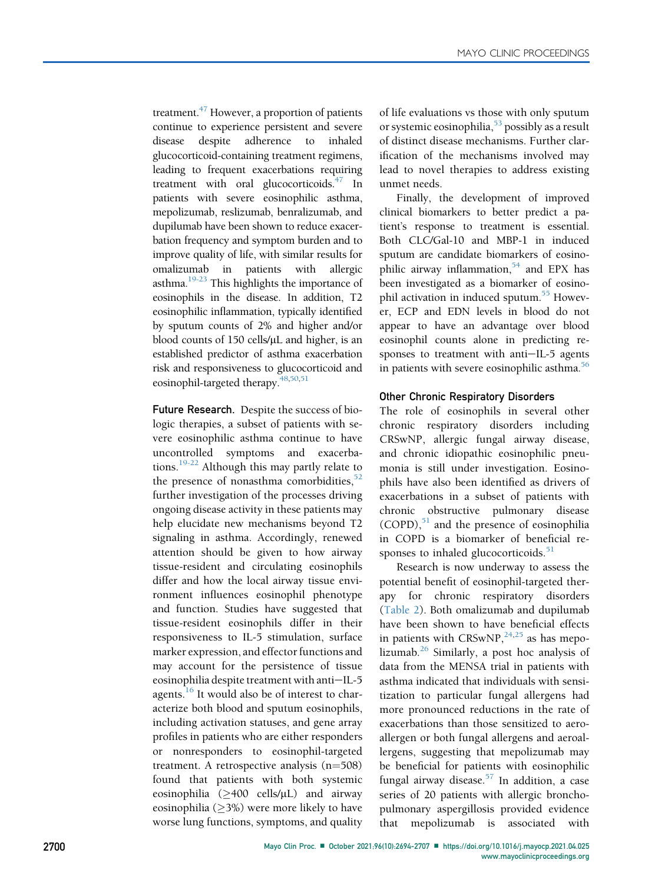treatment.[47] However, a proportion of patients continue to experience persistent and severe disease despite adherence to inhaled glucocorticoid-containing treatment regimens, leading to frequent exacerbations requiring treatment with oral glucocorticoids.[47] In patients with severe eosinophilic asthma, mepolizumab, reslizumab, benralizumab, and dupilumab have been shown to reduce exacerbation frequency and symptom burden and to improve quality of life, with similar results for omalizumab in patients with allergic asthma.[19-23] This highlights the importance of eosinophils in the disease. In addition, T2 eosinophilic inflammation, typically identified by sputum counts of 2% and higher and/or blood counts of 150 cells/μL and higher, is an established predictor of asthma exacerbation risk and responsiveness to glucocorticoid and eosinophil-targeted therapy.[48,50,51]

**Future Research.** Despite the success of biologic therapies, a subset of patients with severe eosinophilic asthma continue to have uncontrolled symptoms and exacerbations.[19-22] Although this may partly relate to the presence of nonasthma comorbidities,[52] further investigation of the processes driving ongoing disease activity in these patients may help elucidate new mechanisms beyond T2 signaling in asthma. Accordingly, renewed attention should be given to how airway tissue-resident and circulating eosinophils differ and how the local airway tissue environment influences eosinophil phenotype and function. Studies have suggested that tissue-resident eosinophils differ in their responsiveness to IL-5 stimulation, surface marker expression, and effector functions and may account for the persistence of tissue eosinophilia despite treatment with anti−IL-5 agents.[16] It would also be of interest to characterize both blood and sputum eosinophils, including activation statuses, and gene array profiles in patients who are either responders or nonresponders to eosinophil-targeted treatment. A retrospective analysis ($n=508$) found that patients with both systemic eosinophilia ($\geq$400 cells/μL) and airway eosinophilia ($\geq$3%) were more likely to have worse lung functions, symptoms, and quality of life evaluations vs those with only sputum or systemic eosinophilia,[53] possibly as a result of distinct disease mechanisms. Further clarification of the mechanisms involved may lead to novel therapies to address existing unmet needs.

Finally, the development of improved clinical biomarkers to better predict a patient's response to treatment is essential. Both CLC/Gal-10 and MBP-1 in induced sputum are candidate biomarkers of eosinophilic airway inflammation,[54] and EPX has been investigated as a biomarker of eosinophil activation in induced sputum.[55] However, ECP and EDN levels in blood do not appear to have an advantage over blood eosinophil counts alone in predicting responses to treatment with anti−IL-5 agents in patients with severe eosinophilic asthma.[56]

### Other Chronic Respiratory Disorders

The role of eosinophils in several other chronic respiratory disorders including CRSwNP, allergic fungal airway disease, and chronic idiopathic eosinophilic pneumonia is still under investigation. Eosinophils have also been identified as drivers of exacerbations in a subset of patients with chronic obstructive pulmonary disease (COPD),[51] and the presence of eosinophilia in COPD is a biomarker of beneficial responses to inhaled glucocorticoids.[51]

Research is now underway to assess the potential benefit of eosinophil-targeted therapy for chronic respiratory disorders (Table 2). Both omalizumab and dupilumab have been shown to have beneficial effects in patients with CRSwNP,[24,25] as has mepolizumab.[26] Similarly, a post hoc analysis of data from the MENSA trial in patients with asthma indicated that individuals with sensitization to particular fungal allergens had more pronounced reductions in the rate of exacerbations than those sensitized to aeroallergen or both fungal allergens and aeroallergens, suggesting that mepolizumab may be beneficial for patients with eosinophilic fungal airway disease.[57] In addition, a case series of 20 patients with allergic bronchopulmonary aspergillosis provided evidence that mepolizumab is associated with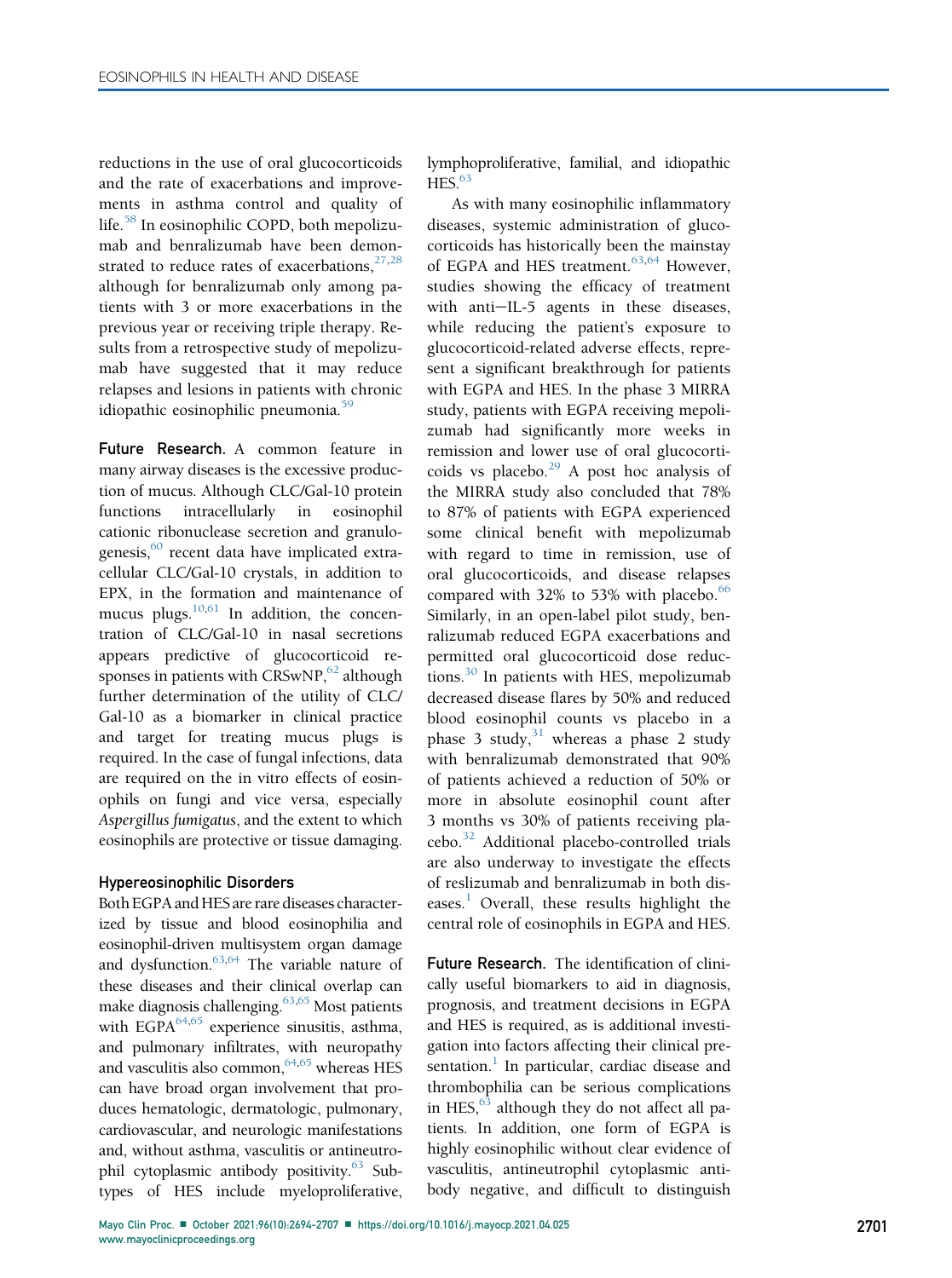reductions in the use of oral glucocorticoids and the rate of exacerbations and improvements in asthma control and quality of life.[58] In eosinophilic COPD, both mepolizumab and benralizumab have been demonstrated to reduce rates of exacerbations,[27,28] although for benralizumab only among patients with 3 or more exacerbations in the previous year or receiving triple therapy. Results from a retrospective study of mepolizumab have suggested that it may reduce relapses and lesions in patients with chronic idiopathic eosinophilic pneumonia.[59]

**Future Research.** A common feature in many airway diseases is the excessive production of mucus. Although CLC/Gal-10 protein functions intracellularly in eosinophil cationic ribonuclease secretion and granulogenesis,[60] recent data have implicated extracellular CLC/Gal-10 crystals, in addition to EPX, in the formation and maintenance of mucus plugs.[10,61] In addition, the concentration of CLC/Gal-10 in nasal secretions appears predictive of glucocorticoid responses in patients with CRSwNP,[62] although further determination of the utility of CLC/Gal-10 as a biomarker in clinical practice and target for treating mucus plugs is required. In the case of fungal infections, data are required on the in vitro effects of eosinophils on fungi and vice versa, especially *Aspergillus fumigatus*, and the extent to which eosinophils are protective or tissue damaging.

### Hypereosinophilic Disorders

Both EGPA and HES are rare diseases characterized by tissue and blood eosinophilia and eosinophil-driven multisystem organ damage and dysfunction.[63,64] The variable nature of these diseases and their clinical overlap can make diagnosis challenging.[63,65] Most patients with EGPA[64,65] experience sinusitis, asthma, and pulmonary infiltrates, with neuropathy and vasculitis also common,[64,65] whereas HES can have broad organ involvement that produces hematologic, dermatologic, pulmonary, cardiovascular, and neurologic manifestations and, without asthma, vasculitis or antineutrophil cytoplasmic antibody positivity.[63] Subtypes of HES include myeloproliferative, lymphoproliferative, familial, and idiopathic HES.[63]

As with many eosinophilic inflammatory diseases, systemic administration of glucocorticoids has historically been the mainstay of EGPA and HES treatment.[63,64] However, studies showing the efficacy of treatment with anti−IL-5 agents in these diseases, while reducing the patient's exposure to glucocorticoid-related adverse effects, represent a significant breakthrough for patients with EGPA and HES. In the phase 3 MIRRA study, patients with EGPA receiving mepolizumab had significantly more weeks in remission and lower use of oral glucocorticoids vs placebo.[29] A post hoc analysis of the MIRRA study also concluded that 78% to 87% of patients with EGPA experienced some clinical benefit with mepolizumab with regard to time in remission, use of oral glucocorticoids, and disease relapses compared with 32% to 53% with placebo.[66] Similarly, in an open-label pilot study, benralizumab reduced EGPA exacerbations and permitted oral glucocorticoid dose reductions.[30] In patients with HES, mepolizumab decreased disease flares by 50% and reduced blood eosinophil counts vs placebo in a phase 3 study,[31] whereas a phase 2 study with benralizumab demonstrated that 90% of patients achieved a reduction of 50% or more in absolute eosinophil count after 3 months vs 30% of patients receiving placebo.[32] Additional placebo-controlled trials are also underway to investigate the effects of reslizumab and benralizumab in both diseases.[1] Overall, these results highlight the central role of eosinophils in EGPA and HES.

**Future Research.** The identification of clinically useful biomarkers to aid in diagnosis, prognosis, and treatment decisions in EGPA and HES is required, as is additional investigation into factors affecting their clinical presentation.[1] In particular, cardiac disease and thrombophilia can be serious complications in HES,[63] although they do not affect all patients. In addition, one form of EGPA is highly eosinophilic without clear evidence of vasculitis, antineutrophil cytoplasmic antibody negative, and difficult to distinguish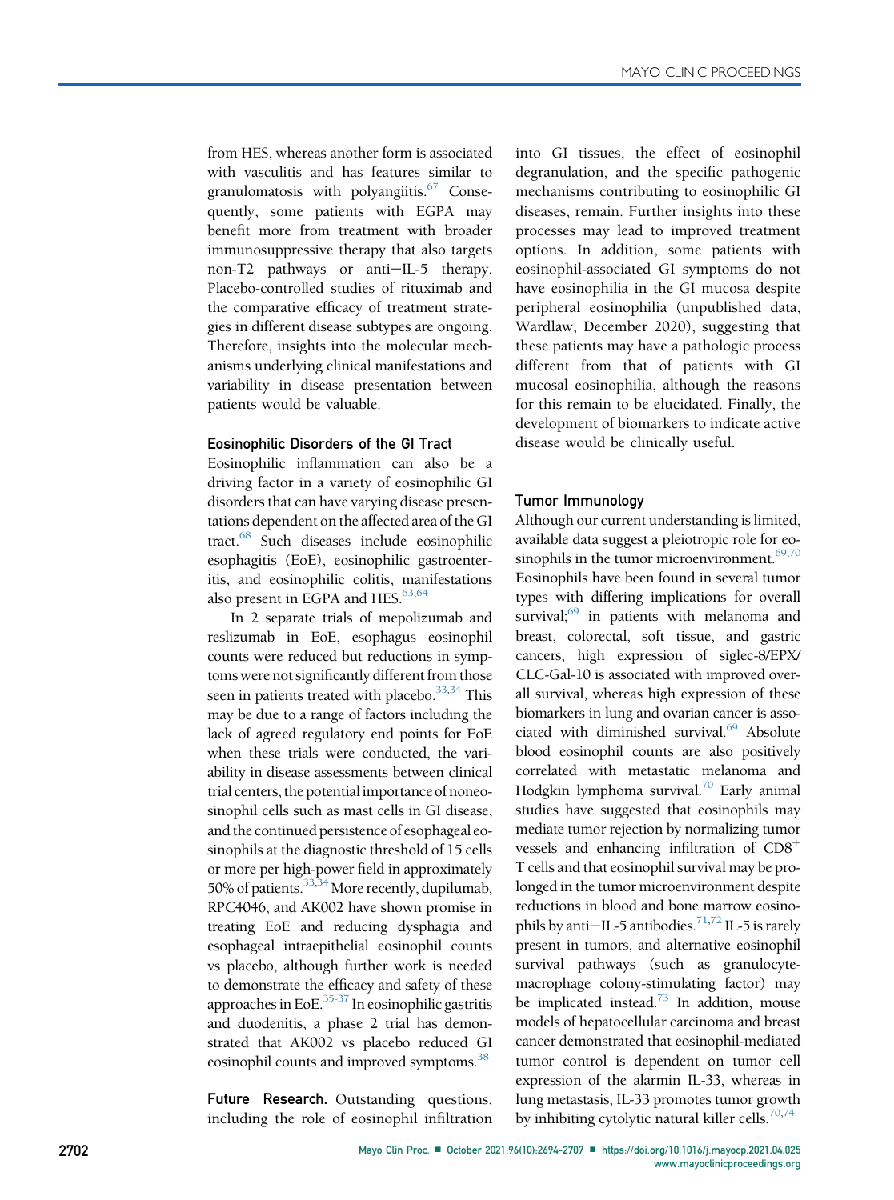from HES, whereas another form is associated with vasculitis and has features similar to granulomatosis with polyangiitis.[67] Consequently, some patients with EGPA may benefit more from treatment with broader immunosuppressive therapy that also targets non-T2 pathways or anti−IL-5 therapy. Placebo-controlled studies of rituximab and the comparative efficacy of treatment strategies in different disease subtypes are ongoing. Therefore, insights into the molecular mechanisms underlying clinical manifestations and variability in disease presentation between patients would be valuable.

### Eosinophilic Disorders of the GI Tract

Eosinophilic inflammation can also be a driving factor in a variety of eosinophilic GI disorders that can have varying disease presentations dependent on the affected area of the GI tract.[68] Such diseases include eosinophilic esophagitis (EoE), eosinophilic gastroenteritis, and eosinophilic colitis, manifestations also present in EGPA and HES.[63,64]

In 2 separate trials of mepolizumab and reslizumab in EoE, esophagus eosinophil counts were reduced but reductions in symptoms were not significantly different from those seen in patients treated with placebo.[33,34] This may be due to a range of factors including the lack of agreed regulatory end points for EoE when these trials were conducted, the variability in disease assessments between clinical trial centers, the potential importance of noneosinophil cells such as mast cells in GI disease, and the continued persistence of esophageal eosinophils at the diagnostic threshold of 15 cells or more per high-power field in approximately 50% of patients.[33,34] More recently, dupilumab, RPC4046, and AK002 have shown promise in treating EoE and reducing dysphagia and esophageal intraepithelial eosinophil counts vs placebo, although further work is needed to demonstrate the efficacy and safety of these approaches in EoE.[35-37] In eosinophilic gastritis and duodenitis, a phase 2 trial has demonstrated that AK002 vs placebo reduced GI eosinophil counts and improved symptoms.[38]

**Future Research.** Outstanding questions, including the role of eosinophil infiltration into GI tissues, the effect of eosinophil degranulation, and the specific pathogenic mechanisms contributing to eosinophilic GI diseases, remain. Further insights into these processes may lead to improved treatment options. In addition, some patients with eosinophil-associated GI symptoms do not have eosinophilia in the GI mucosa despite peripheral eosinophilia (unpublished data, Wardlaw, December 2020), suggesting that these patients may have a pathologic process different from that of patients with GI mucosal eosinophilia, although the reasons for this remain to be elucidated. Finally, the development of biomarkers to indicate active disease would be clinically useful.

### Tumor Immunology

Although our current understanding is limited, available data suggest a pleiotropic role for eosinophils in the tumor microenvironment.[69,70] Eosinophils have been found in several tumor types with differing implications for overall survival;[69] in patients with melanoma and breast, colorectal, soft tissue, and gastric cancers, high expression of siglec-8/EPX/CLC-Gal-10 is associated with improved overall survival, whereas high expression of these biomarkers in lung and ovarian cancer is associated with diminished survival.[69] Absolute blood eosinophil counts are also positively correlated with metastatic melanoma and Hodgkin lymphoma survival.[70] Early animal studies have suggested that eosinophils may mediate tumor rejection by normalizing tumor vessels and enhancing infiltration of $CD8^+$ T cells and that eosinophil survival may be prolonged in the tumor microenvironment despite reductions in blood and bone marrow eosinophils by anti−IL-5 antibodies.[71,72] IL-5 is rarely present in tumors, and alternative eosinophil survival pathways (such as granulocyte-macrophage colony-stimulating factor) may be implicated instead.[73] In addition, mouse models of hepatocellular carcinoma and breast cancer demonstrated that eosinophil-mediated tumor control is dependent on tumor cell expression of the alarmin IL-33, whereas in lung metastasis, IL-33 promotes tumor growth by inhibiting cytolytic natural killer cells.[70,74]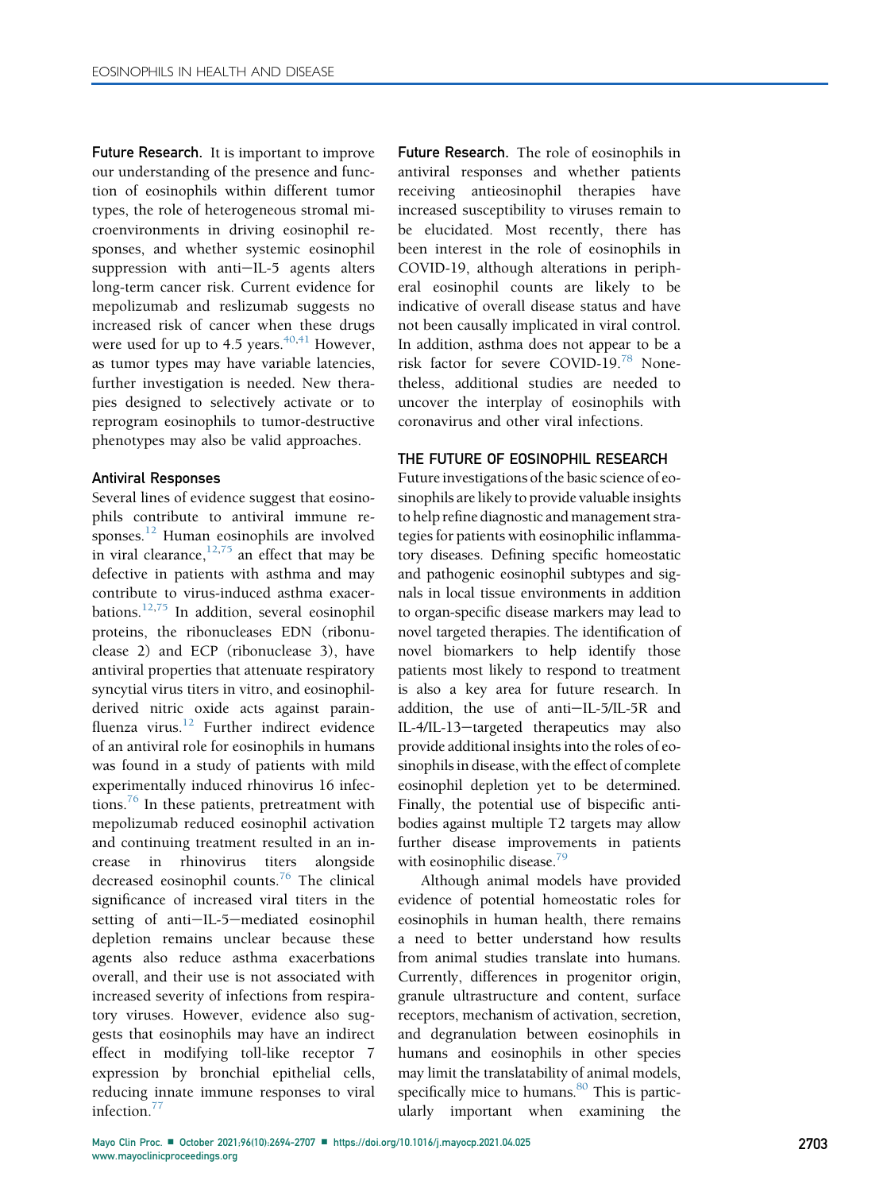**Future Research.** It is important to improve our understanding of the presence and function of eosinophils within different tumor types, the role of heterogeneous stromal microenvironments in driving eosinophil responses, and whether systemic eosinophil suppression with anti−IL-5 agents alters long-term cancer risk. Current evidence for mepolizumab and reslizumab suggests no increased risk of cancer when these drugs were used for up to 4.5 years.[40,41] However, as tumor types may have variable latencies, further investigation is needed. New therapies designed to selectively activate or to reprogram eosinophils to tumor-destructive phenotypes may also be valid approaches.

### Antiviral Responses

Several lines of evidence suggest that eosinophils contribute to antiviral immune responses.[12] Human eosinophils are involved in viral clearance,[12,75] an effect that may be defective in patients with asthma and may contribute to virus-induced asthma exacerbations.[12,75] In addition, several eosinophil proteins, the ribonucleases EDN (ribonuclease 2) and ECP (ribonuclease 3), have antiviral properties that attenuate respiratory syncytial virus titers in vitro, and eosinophil-derived nitric oxide acts against parainfluenza virus.[12] Further indirect evidence of an antiviral role for eosinophils in humans was found in a study of patients with mild experimentally induced rhinovirus 16 infections.[76] In these patients, pretreatment with mepolizumab reduced eosinophil activation and continuing treatment resulted in an increase in rhinovirus titers alongside decreased eosinophil counts.[76] The clinical significance of increased viral titers in the setting of anti−IL-5−mediated eosinophil depletion remains unclear because these agents also reduce asthma exacerbations overall, and their use is not associated with increased severity of infections from respiratory viruses. However, evidence also suggests that eosinophils may have an indirect effect in modifying toll-like receptor 7 expression by bronchial epithelial cells, reducing innate immune responses to viral infection.[77]

**Future Research.** The role of eosinophils in antiviral responses and whether patients receiving antieosinophil therapies have increased susceptibility to viruses remain to be elucidated. Most recently, there has been interest in the role of eosinophils in COVID-19, although alterations in peripheral eosinophil counts are likely to be indicative of overall disease status and have not been causally implicated in viral control. In addition, asthma does not appear to be a risk factor for severe COVID-19.[78] Nonetheless, additional studies are needed to uncover the interplay of eosinophils with coronavirus and other viral infections.

## THE FUTURE OF EOSINOPHIL RESEARCH

Future investigations of the basic science of eosinophils are likely to provide valuable insights to help refine diagnostic and management strategies for patients with eosinophilic inflammatory diseases. Defining specific homeostatic and pathogenic eosinophil subtypes and signals in local tissue environments in addition to organ-specific disease markers may lead to novel targeted therapies. The identification of novel biomarkers to help identify those patients most likely to respond to treatment is also a key area for future research. In addition, the use of anti−IL-5/IL-5R and IL-4/IL-13−targeted therapeutics may also provide additional insights into the roles of eosinophils in disease, with the effect of complete eosinophil depletion yet to be determined. Finally, the potential use of bispecific antibodies against multiple T2 targets may allow further disease improvements in patients with eosinophilic disease.[79]

Although animal models have provided evidence of potential homeostatic roles for eosinophils in human health, there remains a need to better understand how results from animal studies translate into humans. Currently, differences in progenitor origin, granule ultrastructure and content, surface receptors, mechanism of activation, secretion, and degranulation between eosinophils in humans and eosinophils in other species may limit the translatability of animal models, specifically mice to humans.[80] This is particularly important when examining the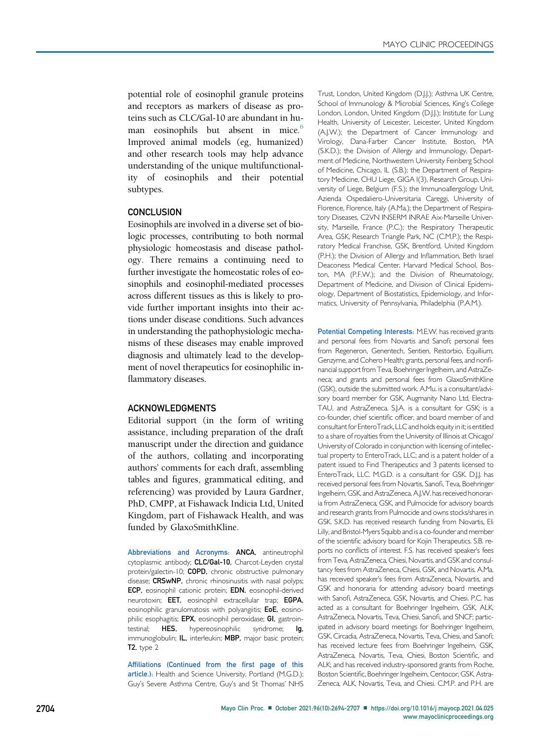potential role of eosinophil granule proteins and receptors as markers of disease as proteins such as CLC/Gal-10 are abundant in human eosinophils but absent in mice.[6] Improved animal models (eg, humanized) and other research tools may help advance understanding of the unique multifunctionality of eosinophils and their potential subtypes.

## CONCLUSION

Eosinophils are involved in a diverse set of biologic processes, contributing to both normal physiologic homeostasis and disease pathology. There remains a continuing need to further investigate the homeostatic roles of eosinophils and eosinophil-mediated processes across different tissues as this is likely to provide further important insights into their actions under disease conditions. Such advances in understanding the pathophysiologic mechanisms of these diseases may enable improved diagnosis and ultimately lead to the development of novel therapeutics for eosinophilic inflammatory diseases.

## ACKNOWLEDGMENTS

Editorial support (in the form of writing assistance, including preparation of the draft manuscript under the direction and guidance of the authors, collating and incorporating authors' comments for each draft, assembling tables and figures, grammatical editing, and referencing) was provided by Laura Gardner, PhD, CMPP, at Fishawack Indicia Ltd, United Kingdom, part of Fishawack Health, and was funded by GlaxoSmithKline.

**Abbreviations and Acronyms:** **ANCA,** antineutrophil cytoplasmic antibody; **CLC/Gal-10,** Charcot-Leyden crystal protein/galectin-10; **COPD,** chronic obstructive pulmonary disease; **CRSwNP,** chronic rhinosinusitis with nasal polyps; **ECP,** eosinophil cationic protein; **EDN,** eosinophil-derived neurotoxin; **EET,** eosinophil extracellular trap; **EGPA,** eosinophilic granulomatosis with polyangiitis; **EoE,** eosinophilic esophagitis; **EPX,** eosinophil peroxidase; **GI,** gastrointestinal; **HES,** hypereosinophilic syndrome; **Ig,** immunoglobulin; **IL,** interleukin; **MBP,** major basic protein; **T2,** type 2

**Affiliations (Continued from the first page of this article.):** Health and Science University, Portland (M.G.D.); Guy's Severe Asthma Centre, Guy's and St Thomas' NHS Trust, London, United Kingdom (D.J.J.); Asthma UK Centre, School of Immunology & Microbial Sciences, King's College London, London, United Kingdom (D.J.J.); Institute for Lung Health, University of Leicester, Leicester, United Kingdom (A.J.W.); the Department of Cancer Immunology and Virology, Dana-Farber Cancer Institute, Boston, MA (S.K.D.); the Division of Allergy and Immunology, Department of Medicine, Northwestern University Feinberg School of Medicine, Chicago, IL (S.B.); the Department of Respiratory Medicine, CHU Liege, GIGA I(3), Research Group, University of Liege, Belgium (F.S.); the Immunoallergology Unit, Azienda Ospedaliero-Universitaria Careggi, University of Florence, Florence, Italy (A.Ma.); the Department of Respiratory Diseases, C2VN INSERM INRAE Aix-Marseille University, Marseille, France (P.C.); the Respiratory Therapeutic Area, GSK, Research Triangle Park, NC (C.M.P.); the Respiratory Medical Franchise, GSK, Brentford, United Kingdom (P.H.); the Division of Allergy and Inflammation, Beth Israel Deaconess Medical Center, Harvard Medical School, Boston, MA (P.F.W.); and the Division of Rheumatology, Department of Medicine, and Division of Clinical Epidemiology, Department of Biostatistics, Epidemiology, and Informatics, University of Pennsylvania, Philadelphia (P.A.M.).

**Potential Competing Interests:** M.E.W. has received grants and personal fees from Novartis and Sanofi; personal fees from Regeneron, Genentech, Sentien, Restorbio, Equillium, Genzyme, and Cohero Health; grants, personal fees, and nonfinancial support from Teva, Boehringer Ingelheim, and AstraZeneca; and grants and personal fees from GlaxoSmithKline (GSK), outside the submitted work. A.Mu. is a consultant/advisory board member for GSK, Augmanity Nano Ltd, Electra-TAU, and AstraZeneca. S.J.A. is a consultant for GSK; is a co-founder, chief scientific officer, and board member of and consultant for EnteroTrack, LLC and holds equity in it; is entitled to a share of royalties from the University of Illinois at Chicago/University of Colorado in conjunction with licensing of intellectual property to EnteroTrack, LLC; and is a patent holder of a patent issued to Find Therapeutics and 3 patents licensed to EnteroTrack, LLC. M.G.D. is a consultant for GSK. D.J.J. has received personal fees from Novartis, Sanofi, Teva, Boehringer Ingelheim, GSK, and AstraZeneca. A.J.W. has received honoraria from AstraZeneca, GSK, and Pulmocide for advisory boards and research grants from Pulmocide and owns stocks/shares in GSK. S.K.D. has received research funding from Novartis, Eli Lilly, and Bristol-Myers Squibb and is a co-founder and member of the scientific advisory board for Kojin Therapeutics. S.B. reports no conflicts of interest. F.S. has received speaker's fees from Teva, AstraZeneca, Chiesi, Novartis, and GSK and consultancy fees from AstraZeneca, Chiesi, GSK, and Novartis. A.Ma. has received speaker's fees from AstraZeneca, Novartis, and GSK and honoraria for attending advisory board meetings with Sanofi, AstraZeneca, GSK, Novartis, and Chiesi. P.C. has acted as a consultant for Boehringer Ingelheim, GSK, ALK, AstraZeneca, Novartis, Teva, Chiesi, Sanofi, and SNCF; participated in advisory board meetings for Boehringer Ingelheim, GSK, Circadia, AstraZeneca, Novartis, Teva, Chiesi, and Sanofi; has received lecture fees from Boehringer Ingelheim, GSK, AstraZeneca, Novartis, Teva, Chiesi, Boston Scientific, and ALK; and has received industry-sponsored grants from Roche, Boston Scientific, Boehringer Ingelheim, Centocor, GSK, AstraZeneca, ALK, Novartis, Teva, and Chiesi. C.M.P. and P.H. are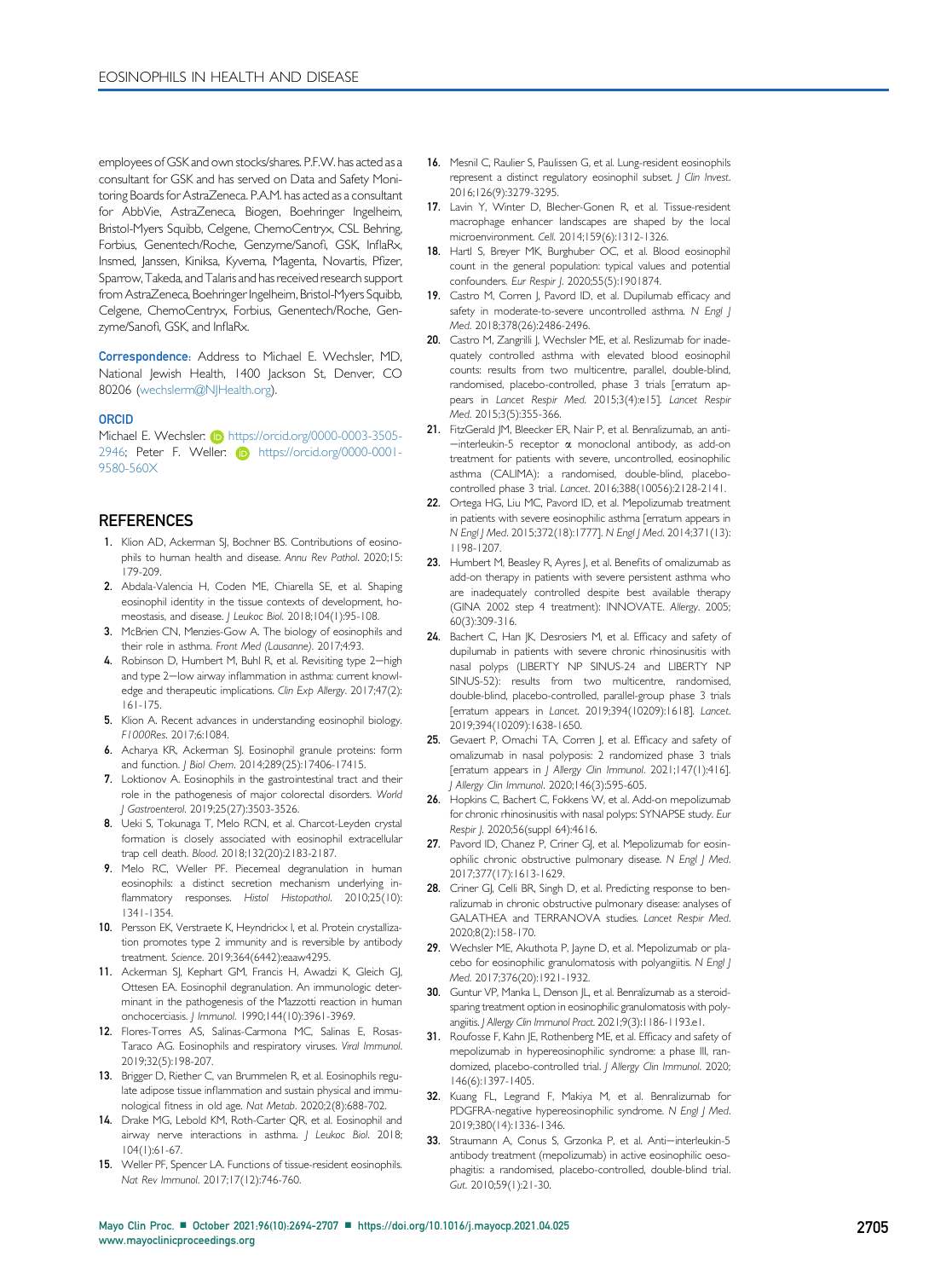employees of GSK and own stocks/shares. P.F.W. has acted as a consultant for GSK and has served on Data and Safety Monitoring Boards for AstraZeneca. P.A.M. has acted as a consultant for AbbVie, AstraZeneca, Biogen, Boehringer Ingelheim, Bristol-Myers Squibb, Celgene, ChemoCentryx, CSL Behring, Forbius, Genentech/Roche, Genzyme/Sanofi, GSK, InflaRx, Insmed, Janssen, Kiniksa, Kyverna, Magenta, Novartis, Pfizer, Sparrow, Takeda, and Talaris and has received research support from AstraZeneca, Boehringer Ingelheim, Bristol-Myers Squibb, Celgene, ChemoCentryx, Forbius, Genentech/Roche, Genzyme/Sanofi, GSK, and InflaRx.

**Correspondence:** Address to Michael E. Wechsler, MD, National Jewish Health, 1400 Jackson St, Denver, CO 80206 (wechslerm@NJHealth.org).

**ORCID**

Michael E. Wechsler: https://orcid.org/0000-0003-3505-2946; Peter F. Weller: https://orcid.org/0000-0001-9580-560X

## REFERENCES

1. Klion AD, Ackerman SJ, Bochner BS. Contributions of eosinophils to human health and disease. *Annu Rev Pathol*. 2020;15:179-209.
2. Abdala-Valencia H, Coden ME, Chiarella SE, et al. Shaping eosinophil identity in the tissue contexts of development, homeostasis, and disease. *J Leukoc Biol*. 2018;104(1):95-108.
3. McBrien CN, Menzies-Gow A. The biology of eosinophils and their role in asthma. *Front Med (Lausanne)*. 2017;4:93.
4. Robinson D, Humbert M, Buhl R, et al. Revisiting type 2−high and type 2−low airway inflammation in asthma: current knowledge and therapeutic implications. *Clin Exp Allergy*. 2017;47(2):161-175.
5. Klion A. Recent advances in understanding eosinophil biology. *F1000Res*. 2017;6:1084.
6. Acharya KR, Ackerman SJ. Eosinophil granule proteins: form and function. *J Biol Chem*. 2014;289(25):17406-17415.
7. Loktionov A. Eosinophils in the gastrointestinal tract and their role in the pathogenesis of major colorectal disorders. *World J Gastroenterol*. 2019;25(27):3503-3526.
8. Ueki S, Tokunaga T, Melo RCN, et al. Charcot-Leyden crystal formation is closely associated with eosinophil extracellular trap cell death. *Blood*. 2018;132(20):2183-2187.
9. Melo RC, Weller PF. Piecemeal degranulation in human eosinophils: a distinct secretion mechanism underlying inflammatory responses. *Histol Histopathol*. 2010;25(10):1341-1354.
10. Persson EK, Verstraete K, Heyndrickx I, et al. Protein crystallization promotes type 2 immunity and is reversible by antibody treatment. *Science*. 2019;364(6442):eaaw4295.
11. Ackerman SJ, Kephart GM, Francis H, Awadzi K, Gleich GJ, Ottesen EA. Eosinophil degranulation. An immunologic determinant in the pathogenesis of the Mazzotti reaction in human onchocerciasis. *J Immunol*. 1990;144(10):3961-3969.
12. Flores-Torres AS, Salinas-Carmona MC, Salinas E, Rosas-Taraco AG. Eosinophils and respiratory viruses. *Viral Immunol*. 2019;32(5):198-207.
13. Brigger D, Riether C, van Brummelen R, et al. Eosinophils regulate adipose tissue inflammation and sustain physical and immunological fitness in old age. *Nat Metab*. 2020;2(8):688-702.
14. Drake MG, Lebold KM, Roth-Carter QR, et al. Eosinophil and airway nerve interactions in asthma. *J Leukoc Biol*. 2018;104(1):61-67.
15. Weller PF, Spencer LA. Functions of tissue-resident eosinophils. *Nat Rev Immunol*. 2017;17(12):746-760.
16. Mesnil C, Raulier S, Paulissen G, et al. Lung-resident eosinophils represent a distinct regulatory eosinophil subset. *J Clin Invest*. 2016;126(9):3279-3295.
17. Lavin Y, Winter D, Blecher-Gonen R, et al. Tissue-resident macrophage enhancer landscapes are shaped by the local microenvironment. *Cell*. 2014;159(6):1312-1326.
18. Hartl S, Breyer MK, Burghuber OC, et al. Blood eosinophil count in the general population: typical values and potential confounders. *Eur Respir J*. 2020;55(5):1901874.
19. Castro M, Corren J, Pavord ID, et al. Dupilumab efficacy and safety in moderate-to-severe uncontrolled asthma. *N Engl J Med*. 2018;378(26):2486-2496.
20. Castro M, Zangrilli J, Wechsler ME, et al. Reslizumab for inadequately controlled asthma with elevated blood eosinophil counts: results from two multicentre, parallel, double-blind, randomised, placebo-controlled, phase 3 trials [erratum appears in *Lancet Respir Med*. 2015;3(4):e15]. *Lancet Respir Med*. 2015;3(5):355-366.
21. FitzGerald JM, Bleecker ER, Nair P, et al. Benralizumab, an anti−interleukin-5 receptor α monoclonal antibody, as add-on treatment for patients with severe, uncontrolled, eosinophilic asthma (CALIMA): a randomised, double-blind, placebo-controlled phase 3 trial. *Lancet*. 2016;388(10056):2128-2141.
22. Ortega HG, Liu MC, Pavord ID, et al. Mepolizumab treatment in patients with severe eosinophilic asthma [erratum appears in *N Engl J Med*. 2015;372(18):1777]. *N Engl J Med*. 2014;371(13):1198-1207.
23. Humbert M, Beasley R, Ayres J, et al. Benefits of omalizumab as add-on therapy in patients with severe persistent asthma who are inadequately controlled despite best available therapy (GINA 2002 step 4 treatment): INNOVATE. *Allergy*. 2005;60(3):309-316.
24. Bachert C, Han JK, Desrosiers M, et al. Efficacy and safety of dupilumab in patients with severe chronic rhinosinusitis with nasal polyps (LIBERTY NP SINUS-24 and LIBERTY NP SINUS-52): results from two multicentre, randomised, double-blind, placebo-controlled, parallel-group phase 3 trials [erratum appears in *Lancet*. 2019;394(10209):1618]. *Lancet*. 2019;394(10209):1638-1650.
25. Gevaert P, Omachi TA, Corren J, et al. Efficacy and safety of omalizumab in nasal polyposis: 2 randomized phase 3 trials [erratum appears in *J Allergy Clin Immunol*. 2021;147(1):416]. *J Allergy Clin Immunol*. 2020;146(3):595-605.
26. Hopkins C, Bachert C, Fokkens W, et al. Add-on mepolizumab for chronic rhinosinusitis with nasal polyps: SYNAPSE study. *Eur Respir J*. 2020;56(suppl 64):4616.
27. Pavord ID, Chanez P, Criner GJ, et al. Mepolizumab for eosinophilic chronic obstructive pulmonary disease. *N Engl J Med*. 2017;377(17):1613-1629.
28. Criner GJ, Celli BR, Singh D, et al. Predicting response to benralizumab in chronic obstructive pulmonary disease: analyses of GALATHEA and TERRANOVA studies. *Lancet Respir Med*. 2020;8(2):158-170.
29. Wechsler ME, Akuthota P, Jayne D, et al. Mepolizumab or placebo for eosinophilic granulomatosis with polyangiitis. *N Engl J Med*. 2017;376(20):1921-1932.
30. Guntur VP, Manka L, Denson JL, et al. Benralizumab as a steroid-sparing treatment option in eosinophilic granulomatosis with polyangiitis. *J Allergy Clin Immunol Pract*. 2021;9(3):1186-1193.e1.
31. Roufosse F, Kahn JE, Rothenberg ME, et al. Efficacy and safety of mepolizumab in hypereosinophilic syndrome: a phase III, randomized, placebo-controlled trial. *J Allergy Clin Immunol*. 2020;146(6):1397-1405.
32. Kuang FL, Legrand F, Makiya M, et al. Benralizumab for PDGFRA-negative hypereosinophilic syndrome. *N Engl J Med*. 2019;380(14):1336-1346.
33. Straumann A, Conus S, Grzonka P, et al. Anti−interleukin-5 antibody treatment (mepolizumab) in active eosinophilic oesophagitis: a randomised, placebo-controlled, double-blind trial. *Gut*. 2010;59(1):21-30.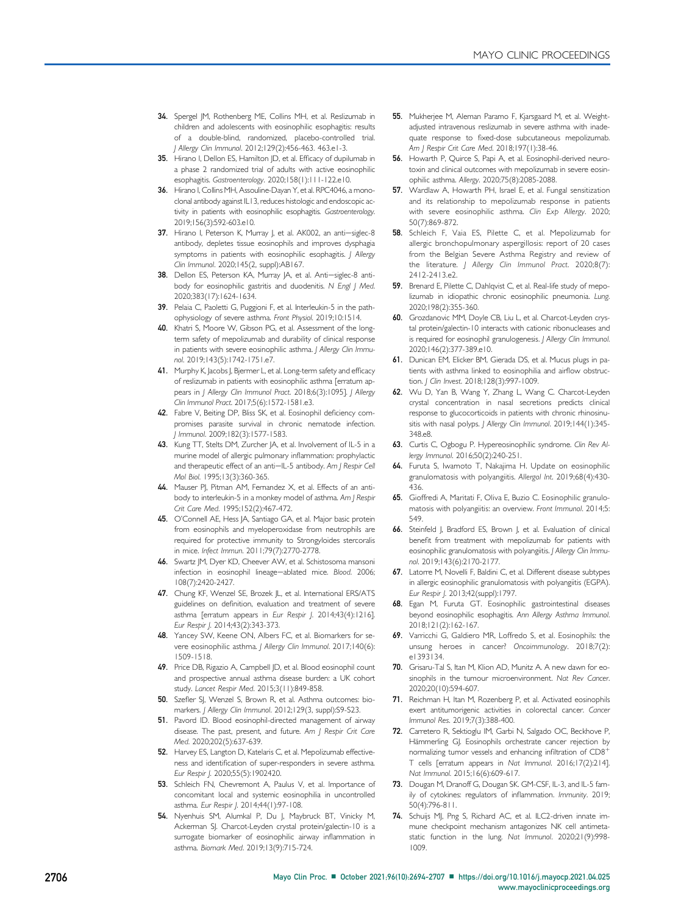34. Spergel JM, Rothenberg ME, Collins MH, et al. Reslizumab in children and adolescents with eosinophilic esophagitis: results of a double-blind, randomized, placebo-controlled trial. *J Allergy Clin Immunol*. 2012;129(2):456-463. 463.e1-3.

35. Hirano I, Dellon ES, Hamilton JD, et al. Efficacy of dupilumab in a phase 2 randomized trial of adults with active eosinophilic esophagitis. *Gastroenterology*. 2020;158(1):111-122.e10.

36. Hirano I, Collins MH, Assouline-Dayan Y, et al. RPC4046, a monoclonal antibody against IL13, reduces histologic and endoscopic activity in patients with eosinophilic esophagitis. *Gastroenterology*. 2019;156(3):592-603.e10.

37. Hirano I, Peterson K, Murray J, et al. AK002, an anti–siglec-8 antibody, depletes tissue eosinophils and improves dysphagia symptoms in patients with eosinophilic esophagitis. *J Allergy Clin Immunol*. 2020;145(2, suppl):AB167.

38. Dellon ES, Peterson KA, Murray JA, et al. Anti–siglec-8 antibody for eosinophilic gastritis and duodenitis. *N Engl J Med*. 2020;383(17):1624-1634.

39. Pelaia C, Paoletti G, Puggioni F, et al. Interleukin-5 in the pathophysiology of severe asthma. *Front Physiol*. 2019;10:1514.

40. Khatri S, Moore W, Gibson PG, et al. Assessment of the long-term safety of mepolizumab and durability of clinical response in patients with severe eosinophilic asthma. *J Allergy Clin Immunol*. 2019;143(5):1742-1751.e7.

41. Murphy K, Jacobs J, Bjermer L, et al. Long-term safety and efficacy of reslizumab in patients with eosinophilic asthma [erratum appears in *J Allergy Clin Immunol Pract*. 2018;6(3):1095]. *J Allergy Clin Immunol Pract*. 2017;5(6):1572-1581.e3.

42. Fabre V, Beiting DP, Bliss SK, et al. Eosinophil deficiency compromises parasite survival in chronic nematode infection. *J Immunol*. 2009;182(3):1577-1583.

43. Kung TT, Stelts DM, Zurcher JA, et al. Involvement of IL-5 in a murine model of allergic pulmonary inflammation: prophylactic and therapeutic effect of an anti–IL-5 antibody. *Am J Respir Cell Mol Biol*. 1995;13(3):360-365.

44. Mauser PJ, Pitman AM, Fernandez X, et al. Effects of an antibody to interleukin-5 in a monkey model of asthma. *Am J Respir Crit Care Med*. 1995;152(2):467-472.

45. O'Connell AE, Hess JA, Santiago GA, et al. Major basic protein from eosinophils and myeloperoxidase from neutrophils are required for protective immunity to Strongyloides stercoralis in mice. *Infect Immun*. 2011;79(7):2770-2778.

46. Swartz JM, Dyer KD, Cheever AW, et al. Schistosoma mansoni infection in eosinophil lineage–ablated mice. *Blood*. 2006;108(7):2420-2427.

47. Chung KF, Wenzel SE, Brozek JL, et al. International ERS/ATS guidelines on definition, evaluation and treatment of severe asthma [erratum appears in *Eur Respir J*. 2014;43(4):1216]. *Eur Respir J*. 2014;43(2):343-373.

48. Yancey SW, Keene ON, Albers FC, et al. Biomarkers for severe eosinophilic asthma. *J Allergy Clin Immunol*. 2017;140(6):1509-1518.

49. Price DB, Rigazio A, Campbell JD, et al. Blood eosinophil count and prospective annual asthma disease burden: a UK cohort study. *Lancet Respir Med*. 2015;3(11):849-858.

50. Szefler SJ, Wenzel S, Brown R, et al. Asthma outcomes: biomarkers. *J Allergy Clin Immunol*. 2012;129(3, suppl):S9-S23.

51. Pavord ID. Blood eosinophil-directed management of airway disease. The past, present, and future. *Am J Respir Crit Care Med*. 2020;202(5):637-639.

52. Harvey ES, Langton D, Katelaris C, et al. Mepolizumab effectiveness and identification of super-responders in severe asthma. *Eur Respir J*. 2020;55(5):1902420.

53. Schleich FN, Chevremont A, Paulus V, et al. Importance of concomitant local and systemic eosinophilia in uncontrolled asthma. *Eur Respir J*. 2014;44(1):97-108.

54. Nyenhuis SM, Alumkal P, Du J, Maybruck BT, Vinicky M, Ackerman SJ. Charcot-Leyden crystal protein/galectin-10 is a surrogate biomarker of eosinophilic airway inflammation in asthma. *Biomark Med*. 2019;13(9):715-724.

55. Mukherjee M, Aleman Paramo F, Kjarsgaard M, et al. Weight-adjusted intravenous reslizumab in severe asthma with inadequate response to fixed-dose subcutaneous mepolizumab. *Am J Respir Crit Care Med*. 2018;197(1):38-46.

56. Howarth P, Quirce S, Papi A, et al. Eosinophil-derived neurotoxin and clinical outcomes with mepolizumab in severe eosinophilic asthma. *Allergy*. 2020;75(8):2085-2088.

57. Wardlaw A, Howarth PH, Israel E, et al. Fungal sensitization and its relationship to mepolizumab response in patients with severe eosinophilic asthma. *Clin Exp Allergy*. 2020;50(7):869-872.

58. Schleich F, Vaia ES, Pilette C, et al. Mepolizumab for allergic bronchopulmonary aspergillosis: report of 20 cases from the Belgian Severe Asthma Registry and review of the literature. *J Allergy Clin Immunol Pract*. 2020;8(7):2412-2413.e2.

59. Brenard E, Pilette C, Dahlqvist C, et al. Real-life study of mepolizumab in idiopathic chronic eosinophilic pneumonia. *Lung*. 2020;198(2):355-360.

60. Grozdanovic MM, Doyle CB, Liu L, et al. Charcot-Leyden crystal protein/galectin-10 interacts with cationic ribonucleases and is required for eosinophil granulogenesis. *J Allergy Clin Immunol*. 2020;146(2):377-389.e10.

61. Dunican EM, Elicker BM, Gierada DS, et al. Mucus plugs in patients with asthma linked to eosinophilia and airflow obstruction. *J Clin Invest*. 2018;128(3):997-1009.

62. Wu D, Yan B, Wang Y, Zhang L, Wang C. Charcot-Leyden crystal concentration in nasal secretions predicts clinical response to glucocorticoids in patients with chronic rhinosinusitis with nasal polyps. *J Allergy Clin Immunol*. 2019;144(1):345-348.e8.

63. Curtis C, Ogbogu P. Hypereosinophilic syndrome. *Clin Rev Allergy Immunol*. 2016;50(2):240-251.

64. Furuta S, Iwamoto T, Nakajima H. Update on eosinophilic granulomatosis with polyangiitis. *Allergol Int*. 2019;68(4):430-436.

65. Gioffredi A, Maritati F, Oliva E, Buzio C. Eosinophilic granulomatosis with polyangiitis: an overview. *Front Immunol*. 2014;5:549.

66. Steinfeld J, Bradford ES, Brown J, et al. Evaluation of clinical benefit from treatment with mepolizumab for patients with eosinophilic granulomatosis with polyangiitis. *J Allergy Clin Immunol*. 2019;143(6):2170-2177.

67. Latorre M, Novelli F, Baldini C, et al. Different disease subtypes in allergic eosinophilic granulomatosis with polyangiitis (EGPA). *Eur Respir J*. 2013;42(suppl):1797.

68. Egan M, Furuta GT. Eosinophilic gastrointestinal diseases beyond eosinophilic esophagitis. *Ann Allergy Asthma Immunol*. 2018;121(2):162-167.

69. Varricchi G, Galdiero MR, Loffredo S, et al. Eosinophils: the unsung heroes in cancer? *Oncoimmunology*. 2018;7(2):e1393134.

70. Grisaru-Tal S, Itan M, Klion AD, Munitz A. A new dawn for eosinophils in the tumour microenvironment. *Nat Rev Cancer*. 2020;20(10):594-607.

71. Reichman H, Itan M, Rozenberg P, et al. Activated eosinophils exert antitumorigenic activities in colorectal cancer. *Cancer Immunol Res*. 2019;7(3):388-400.

72. Carretero R, Sektioglu IM, Garbi N, Salgado OC, Beckhove P, Hämmerling GJ. Eosinophils orchestrate cancer rejection by normalizing tumor vessels and enhancing infiltration of $CD8^+$ T cells [erratum appears in *Nat Immunol*. 2016;17(2):214]. *Nat Immunol*. 2015;16(6):609-617.

73. Dougan M, Dranoff G, Dougan SK. GM-CSF, IL-3, and IL-5 family of cytokines: regulators of inflammation. *Immunity*. 2019;50(4):796-811.

74. Schuijs MJ, Png S, Richard AC, et al. ILC2-driven innate immune checkpoint mechanism antagonizes NK cell antimetastatic function in the lung. *Nat Immunol*. 2020;21(9):998-1009.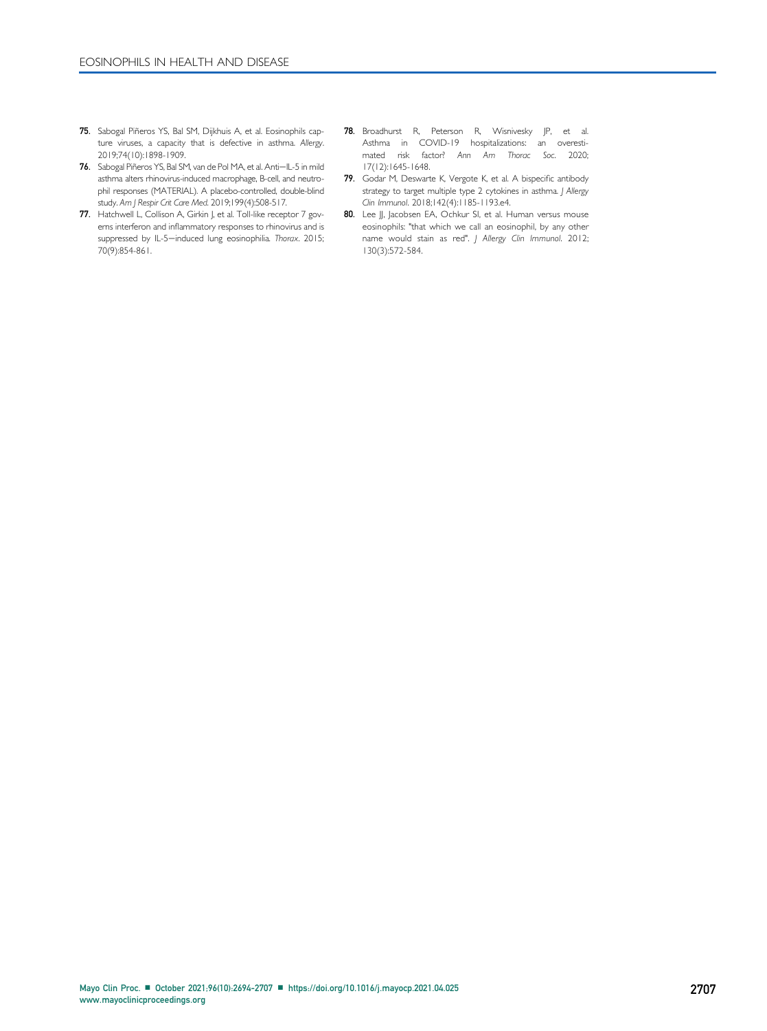75. Sabogal Piñeros YS, Bal SM, Dijkhuis A, et al. Eosinophils capture viruses, a capacity that is defective in asthma. *Allergy*. 2019;74(10):1898-1909.
76. Sabogal Piñeros YS, Bal SM, van de Pol MA, et al. Anti–IL-5 in mild asthma alters rhinovirus-induced macrophage, B-cell, and neutrophil responses (MATERIAL). A placebo-controlled, double-blind study. *Am J Respir Crit Care Med*. 2019;199(4):508-517.
77. Hatchwell L, Collison A, Girkin J, et al. Toll-like receptor 7 governs interferon and inflammatory responses to rhinovirus and is suppressed by IL-5–induced lung eosinophilia. *Thorax*. 2015; 70(9):854-861.
78. Broadhurst R, Peterson R, Wisnivesky JP, et al. Asthma in COVID-19 hospitalizations: an overestimated risk factor? *Ann Am Thorac Soc*. 2020; 17(12):1645-1648.
79. Godar M, Deswarte K, Vergote K, et al. A bispecific antibody strategy to target multiple type 2 cytokines in asthma. *J Allergy Clin Immunol*. 2018;142(4):1185-1193.e4.
80. Lee JJ, Jacobsen EA, Ochkur SI, et al. Human versus mouse eosinophils: "that which we call an eosinophil, by any other name would stain as red". *J Allergy Clin Immunol*. 2012; 130(3):572-584.